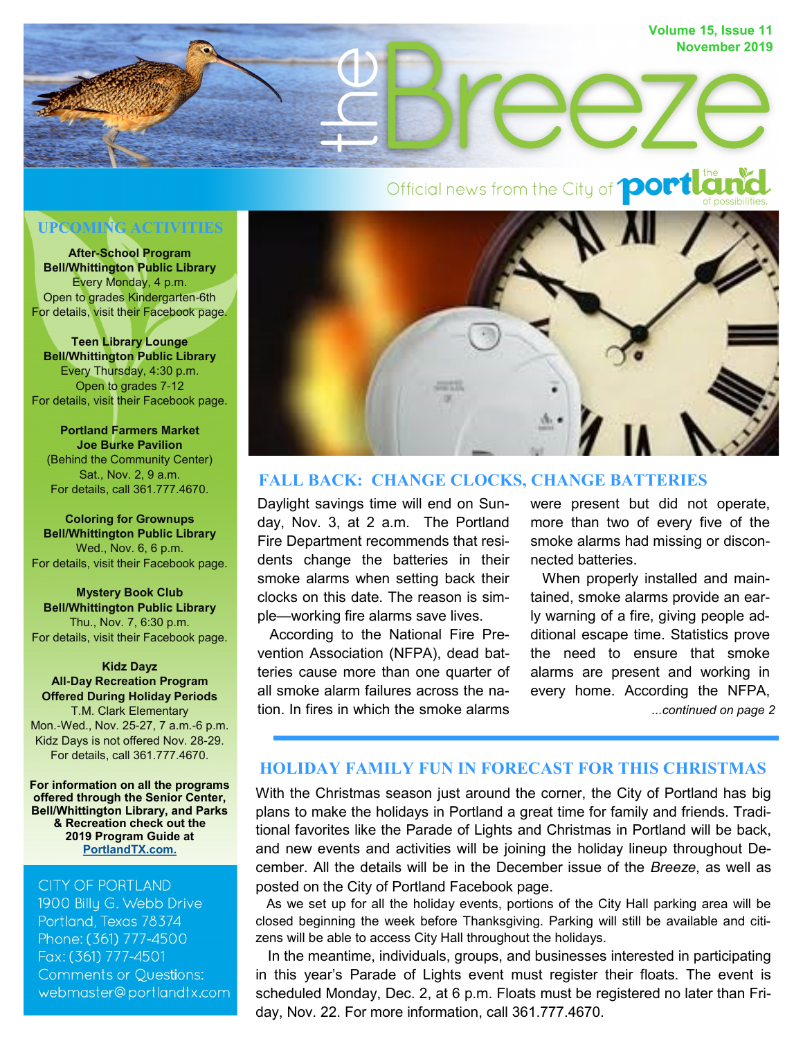# the Breeze

Volume 15, Issue 11
November 2019

Official news from the City of portland — the portland of possibilities.

## UPCOMING ACTIVITIES

**After-School Program**
**Bell/Whittington Public Library**
Every Monday, 4 p.m.
Open to grades Kindergarten-6th
For details, visit their Facebook page.

**Teen Library Lounge**
**Bell/Whittington Public Library**
Every Thursday, 4:30 p.m.
Open to grades 7-12
For details, visit their Facebook page.

**Portland Farmers Market**
**Joe Burke Pavilion**
(Behind the Community Center)
Sat., Nov. 2, 9 a.m.
For details, call 361.777.4670.

**Coloring for Grownups**
**Bell/Whittington Public Library**
Wed., Nov. 6, 6 p.m.
For details, visit their Facebook page.

**Mystery Book Club**
**Bell/Whittington Public Library**
Thu., Nov. 7, 6:30 p.m.
For details, visit their Facebook page.

**Kidz Dayz**
**All-Day Recreation Program**
**Offered During Holiday Periods**
T.M. Clark Elementary
Mon.-Wed., Nov. 25-27, 7 a.m.-6 p.m.
Kidz Days is not offered Nov. 28-29.
For details, call 361.777.4670.

**For information on all the programs offered through the Senior Center, Bell/Whittington Library, and Parks & Recreation check out the 2019 Program Guide at PortlandTX.com.**

CITY OF PORTLAND
1900 Billy G. Webb Drive
Portland, Texas 78374
Phone: (361) 777-4500
Fax: (361) 777-4501
Comments or Questions:
webmaster@portlandtx.com

## FALL BACK: CHANGE CLOCKS, CHANGE BATTERIES

Daylight savings time will end on Sunday, Nov. 3, at 2 a.m. The Portland Fire Department recommends that residents change the batteries in their smoke alarms when setting back their clocks on this date. The reason is simple—working fire alarms save lives.

According to the National Fire Prevention Association (NFPA), dead batteries cause more than one quarter of all smoke alarm failures across the nation. In fires in which the smoke alarms were present but did not operate, more than two of every five of the smoke alarms had missing or disconnected batteries.

When properly installed and maintained, smoke alarms provide an early warning of a fire, giving people additional escape time. Statistics prove the need to ensure that smoke alarms are present and working in every home. According the NFPA,

*...continued on page 2*

## HOLIDAY FAMILY FUN IN FORECAST FOR THIS CHRISTMAS

With the Christmas season just around the corner, the City of Portland has big plans to make the holidays in Portland a great time for family and friends. Traditional favorites like the Parade of Lights and Christmas in Portland will be back, and new events and activities will be joining the holiday lineup throughout December. All the details will be in the December issue of the *Breeze*, as well as posted on the City of Portland Facebook page.

As we set up for all the holiday events, portions of the City Hall parking area will be closed beginning the week before Thanksgiving. Parking will still be available and citizens will be able to access City Hall throughout the holidays.

In the meantime, individuals, groups, and businesses interested in participating in this year's Parade of Lights event must register their floats. The event is scheduled Monday, Dec. 2, at 6 p.m. Floats must be registered no later than Friday, Nov. 22. For more information, call 361.777.4670.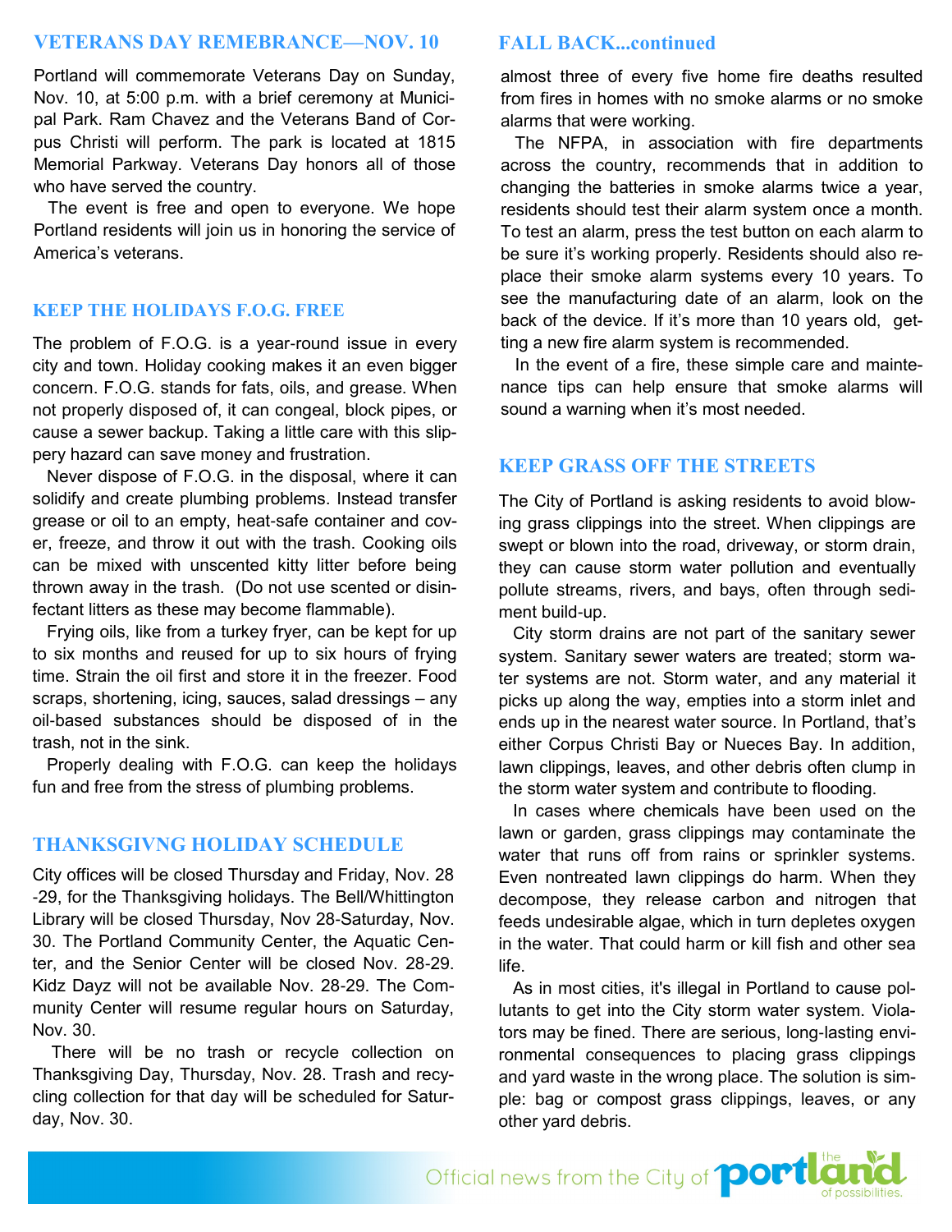## VETERANS DAY REMEBRANCE—NOV. 10

Portland will commemorate Veterans Day on Sunday, Nov. 10, at 5:00 p.m. with a brief ceremony at Municipal Park. Ram Chavez and the Veterans Band of Corpus Christi will perform. The park is located at 1815 Memorial Parkway. Veterans Day honors all of those who have served the country.

The event is free and open to everyone. We hope Portland residents will join us in honoring the service of America's veterans.

## KEEP THE HOLIDAYS F.O.G. FREE

The problem of F.O.G. is a year-round issue in every city and town. Holiday cooking makes it an even bigger concern. F.O.G. stands for fats, oils, and grease. When not properly disposed of, it can congeal, block pipes, or cause a sewer backup. Taking a little care with this slippery hazard can save money and frustration.

Never dispose of F.O.G. in the disposal, where it can solidify and create plumbing problems. Instead transfer grease or oil to an empty, heat-safe container and cover, freeze, and throw it out with the trash. Cooking oils can be mixed with unscented kitty litter before being thrown away in the trash. (Do not use scented or disinfectant litters as these may become flammable).

Frying oils, like from a turkey fryer, can be kept for up to six months and reused for up to six hours of frying time. Strain the oil first and store it in the freezer. Food scraps, shortening, icing, sauces, salad dressings – any oil-based substances should be disposed of in the trash, not in the sink.

Properly dealing with F.O.G. can keep the holidays fun and free from the stress of plumbing problems.

## THANKSGIVNG HOLIDAY SCHEDULE

City offices will be closed Thursday and Friday, Nov. 28-29, for the Thanksgiving holidays. The Bell/Whittington Library will be closed Thursday, Nov 28-Saturday, Nov. 30. The Portland Community Center, the Aquatic Center, and the Senior Center will be closed Nov. 28-29. Kidz Dayz will not be available Nov. 28-29. The Community Center will resume regular hours on Saturday, Nov. 30.

There will be no trash or recycle collection on Thanksgiving Day, Thursday, Nov. 28. Trash and recycling collection for that day will be scheduled for Saturday, Nov. 30.

## FALL BACK...continued

almost three of every five home fire deaths resulted from fires in homes with no smoke alarms or no smoke alarms that were working.

The NFPA, in association with fire departments across the country, recommends that in addition to changing the batteries in smoke alarms twice a year, residents should test their alarm system once a month. To test an alarm, press the test button on each alarm to be sure it's working properly. Residents should also replace their smoke alarm systems every 10 years. To see the manufacturing date of an alarm, look on the back of the device. If it's more than 10 years old, getting a new fire alarm system is recommended.

In the event of a fire, these simple care and maintenance tips can help ensure that smoke alarms will sound a warning when it's most needed.

## KEEP GRASS OFF THE STREETS

The City of Portland is asking residents to avoid blowing grass clippings into the street. When clippings are swept or blown into the road, driveway, or storm drain, they can cause storm water pollution and eventually pollute streams, rivers, and bays, often through sediment build-up.

City storm drains are not part of the sanitary sewer system. Sanitary sewer waters are treated; storm water systems are not. Storm water, and any material it picks up along the way, empties into a storm inlet and ends up in the nearest water source. In Portland, that's either Corpus Christi Bay or Nueces Bay. In addition, lawn clippings, leaves, and other debris often clump in the storm water system and contribute to flooding.

In cases where chemicals have been used on the lawn or garden, grass clippings may contaminate the water that runs off from rains or sprinkler systems. Even nontreated lawn clippings do harm. When they decompose, they release carbon and nitrogen that feeds undesirable algae, which in turn depletes oxygen in the water. That could harm or kill fish and other sea life.

As in most cities, it's illegal in Portland to cause pollutants to get into the City storm water system. Violators may be fined. There are serious, long-lasting environmental consequences to placing grass clippings and yard waste in the wrong place. The solution is simple: bag or compost grass clippings, leaves, or any other yard debris.